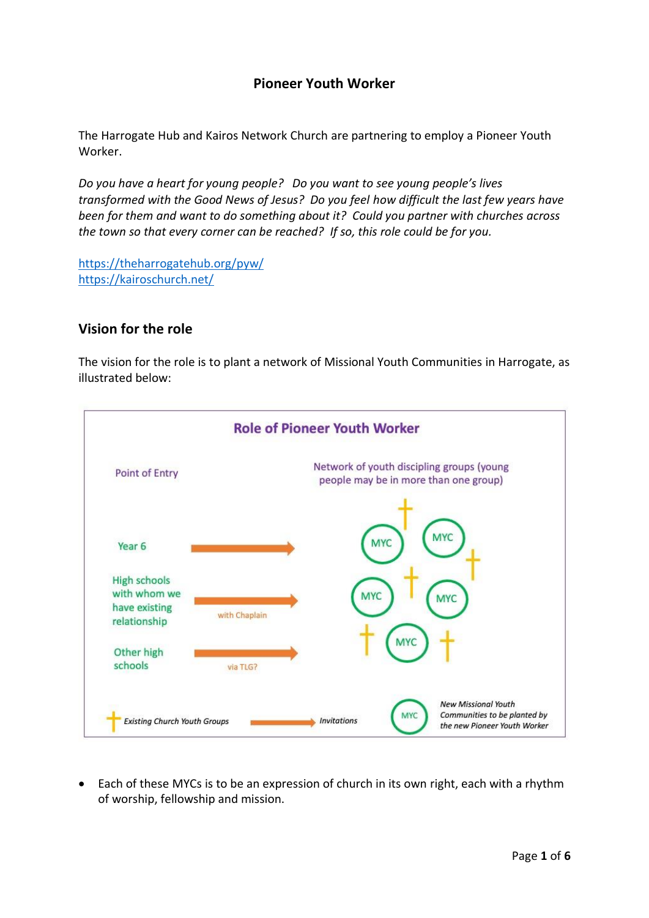# Pioneer Youth Worker

The Harrogate Hub and Kairos Network Church are partnering to employ a Pioneer Youth Worker.

*Do you have a heart for young people? Do you want to see young people's lives transformed with the Good News of Jesus? Do you feel how difficult the last few years have been for them and want to do something about it? Could you partner with churches across the town so that every corner can be reached? If so, this role could be for you.*

https://theharrogatehub.org/pyw/
https://kairoschurch.net/

## Vision for the role

The vision for the role is to plant a network of Missional Youth Communities in Harrogate, as illustrated below:

**Role of Pioneer Youth Worker**

Point of Entry

Network of youth discipling groups (young people may be in more than one group)

Year 6

High schools with whom we have existing relationship — with Chaplain

Other high schools — via TLG?

Existing Church Youth Groups

Invitations

MYC — New Missional Youth Communities to be planted by the new Pioneer Youth Worker

- Each of these MYCs is to be an expression of church in its own right, each with a rhythm of worship, fellowship and mission.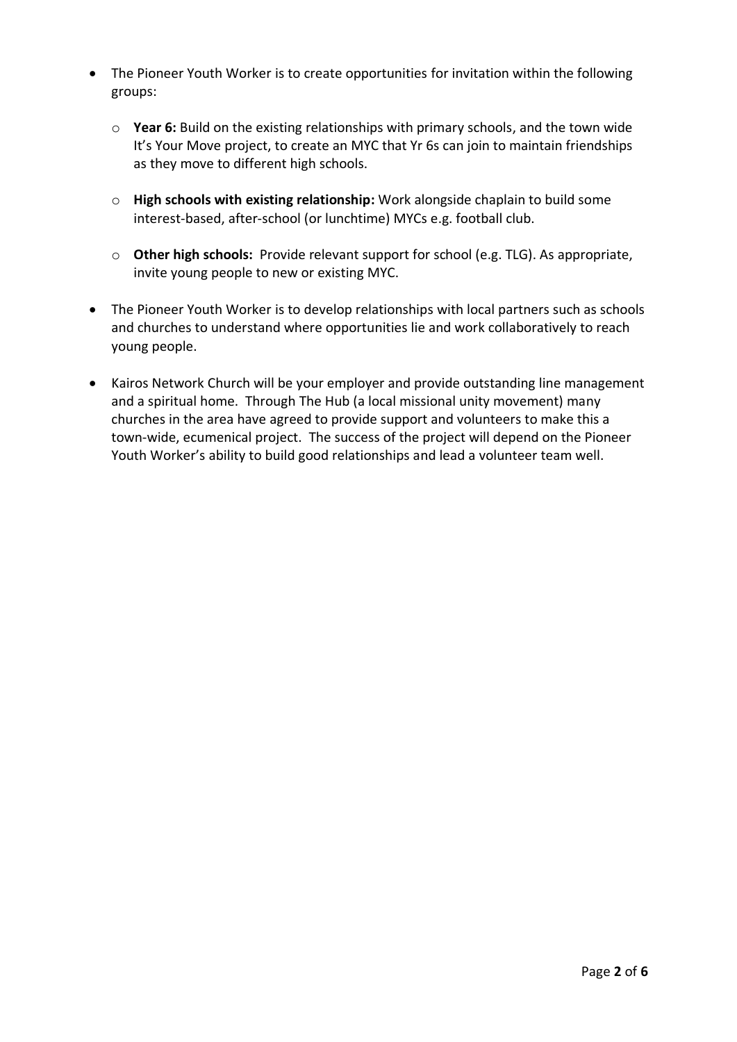- The Pioneer Youth Worker is to create opportunities for invitation within the following groups:

  - **Year 6:** Build on the existing relationships with primary schools, and the town wide It's Your Move project, to create an MYC that Yr 6s can join to maintain friendships as they move to different high schools.

  - **High schools with existing relationship:** Work alongside chaplain to build some interest-based, after-school (or lunchtime) MYCs e.g. football club.

  - **Other high schools:** Provide relevant support for school (e.g. TLG). As appropriate, invite young people to new or existing MYC.

- The Pioneer Youth Worker is to develop relationships with local partners such as schools and churches to understand where opportunities lie and work collaboratively to reach young people.

- Kairos Network Church will be your employer and provide outstanding line management and a spiritual home. Through The Hub (a local missional unity movement) many churches in the area have agreed to provide support and volunteers to make this a town-wide, ecumenical project. The success of the project will depend on the Pioneer Youth Worker's ability to build good relationships and lead a volunteer team well.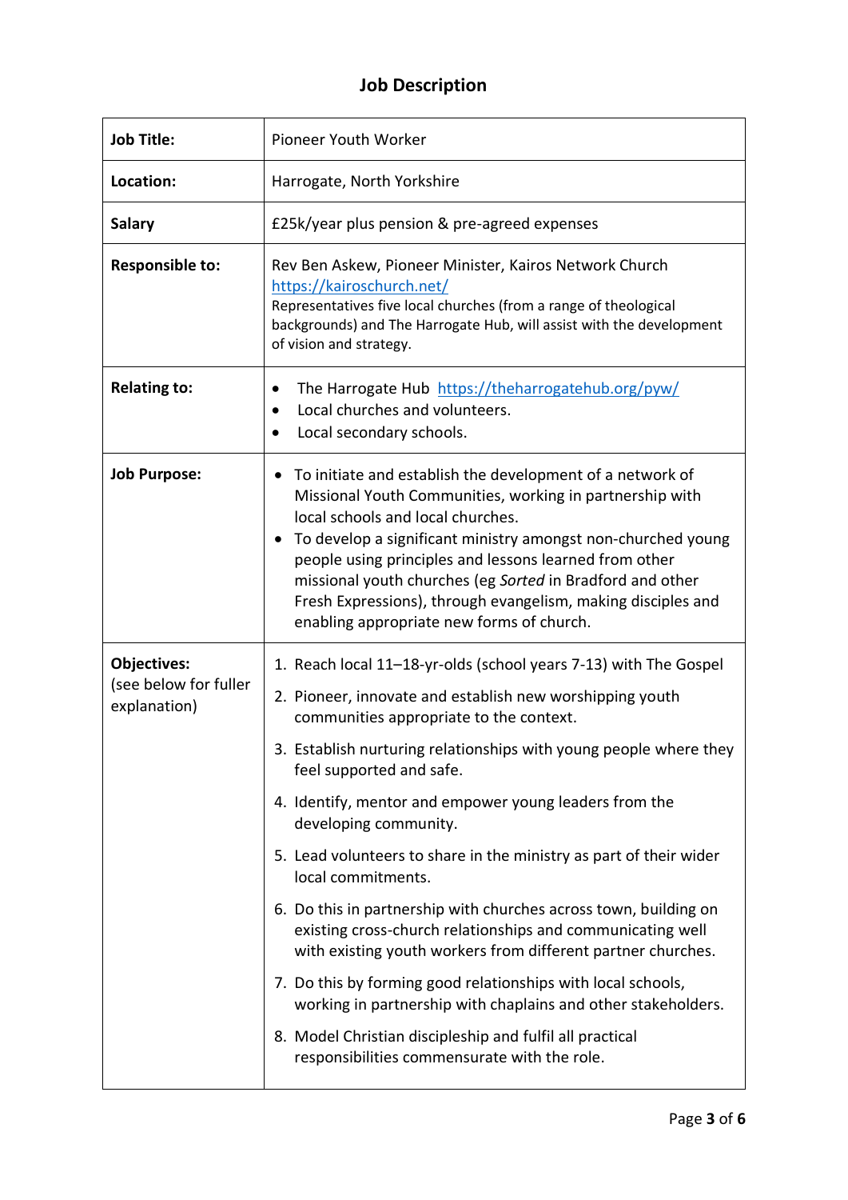# Job Description

| | |
|---|---|
| **Job Title:** | Pioneer Youth Worker |
| **Location:** | Harrogate, North Yorkshire |
| **Salary** | £25k/year plus pension & pre-agreed expenses |
| **Responsible to:** | Rev Ben Askew, Pioneer Minister, Kairos Network Church https://kairoschurch.net/ <br> Representatives five local churches (from a range of theological backgrounds) and The Harrogate Hub, will assist with the development of vision and strategy. |
| **Relating to:** | • The Harrogate Hub https://theharrogatehub.org/pyw/ <br> • Local churches and volunteers. <br> • Local secondary schools. |
| **Job Purpose:** | • To initiate and establish the development of a network of Missional Youth Communities, working in partnership with local schools and local churches. <br> • To develop a significant ministry amongst non-churched young people using principles and lessons learned from other missional youth churches (eg *Sorted* in Bradford and other Fresh Expressions), through evangelism, making disciples and enabling appropriate new forms of church. |
| **Objectives:** (see below for fuller explanation) | 1. Reach local 11–18-yr-olds (school years 7-13) with The Gospel <br> 2. Pioneer, innovate and establish new worshipping youth communities appropriate to the context. <br> 3. Establish nurturing relationships with young people where they feel supported and safe. <br> 4. Identify, mentor and empower young leaders from the developing community. <br> 5. Lead volunteers to share in the ministry as part of their wider local commitments. <br> 6. Do this in partnership with churches across town, building on existing cross-church relationships and communicating well with existing youth workers from different partner churches. <br> 7. Do this by forming good relationships with local schools, working in partnership with chaplains and other stakeholders. <br> 8. Model Christian discipleship and fulfil all practical responsibilities commensurate with the role. |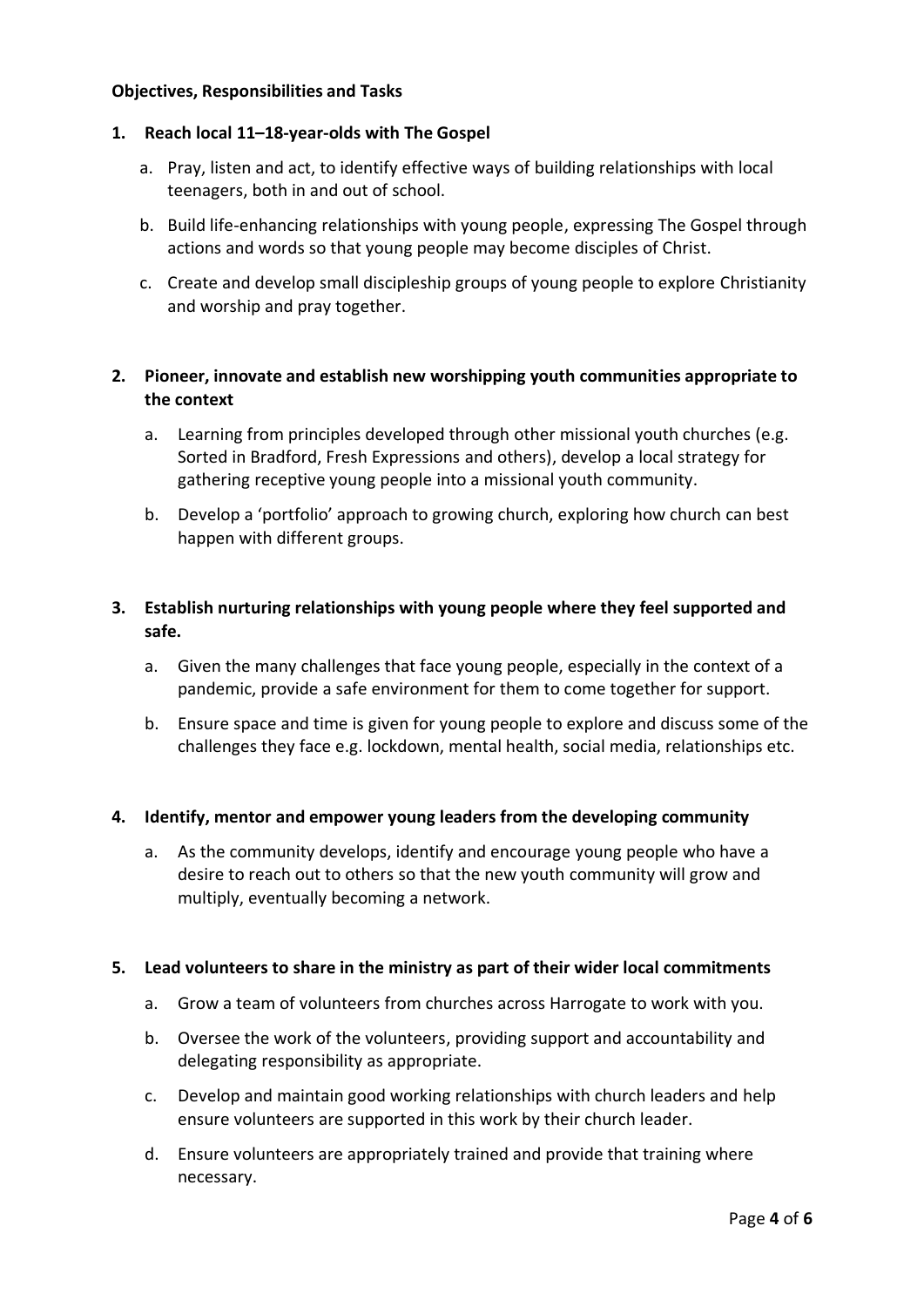**Objectives, Responsibilities and Tasks**

1. **Reach local 11–18-year-olds with The Gospel**

   a. Pray, listen and act, to identify effective ways of building relationships with local teenagers, both in and out of school.

   b. Build life-enhancing relationships with young people, expressing The Gospel through actions and words so that young people may become disciples of Christ.

   c. Create and develop small discipleship groups of young people to explore Christianity and worship and pray together.

2. **Pioneer, innovate and establish new worshipping youth communities appropriate to the context**

   a. Learning from principles developed through other missional youth churches (e.g. Sorted in Bradford, Fresh Expressions and others), develop a local strategy for gathering receptive young people into a missional youth community.

   b. Develop a 'portfolio' approach to growing church, exploring how church can best happen with different groups.

3. **Establish nurturing relationships with young people where they feel supported and safe.**

   a. Given the many challenges that face young people, especially in the context of a pandemic, provide a safe environment for them to come together for support.

   b. Ensure space and time is given for young people to explore and discuss some of the challenges they face e.g. lockdown, mental health, social media, relationships etc.

4. **Identify, mentor and empower young leaders from the developing community**

   a. As the community develops, identify and encourage young people who have a desire to reach out to others so that the new youth community will grow and multiply, eventually becoming a network.

5. **Lead volunteers to share in the ministry as part of their wider local commitments**

   a. Grow a team of volunteers from churches across Harrogate to work with you.

   b. Oversee the work of the volunteers, providing support and accountability and delegating responsibility as appropriate.

   c. Develop and maintain good working relationships with church leaders and help ensure volunteers are supported in this work by their church leader.

   d. Ensure volunteers are appropriately trained and provide that training where necessary.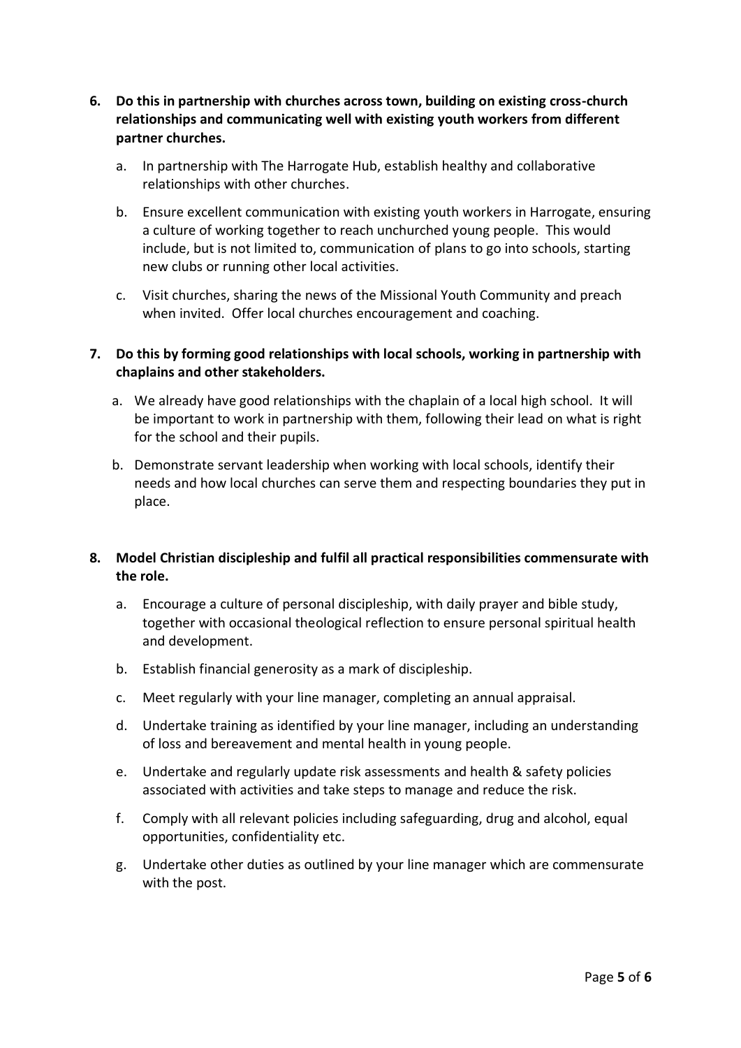6. **Do this in partnership with churches across town, building on existing cross-church relationships and communicating well with existing youth workers from different partner churches.**

   a. In partnership with The Harrogate Hub, establish healthy and collaborative relationships with other churches.

   b. Ensure excellent communication with existing youth workers in Harrogate, ensuring a culture of working together to reach unchurched young people. This would include, but is not limited to, communication of plans to go into schools, starting new clubs or running other local activities.

   c. Visit churches, sharing the news of the Missional Youth Community and preach when invited. Offer local churches encouragement and coaching.

7. **Do this by forming good relationships with local schools, working in partnership with chaplains and other stakeholders.**

   a. We already have good relationships with the chaplain of a local high school. It will be important to work in partnership with them, following their lead on what is right for the school and their pupils.

   b. Demonstrate servant leadership when working with local schools, identify their needs and how local churches can serve them and respecting boundaries they put in place.

8. **Model Christian discipleship and fulfil all practical responsibilities commensurate with the role.**

   a. Encourage a culture of personal discipleship, with daily prayer and bible study, together with occasional theological reflection to ensure personal spiritual health and development.

   b. Establish financial generosity as a mark of discipleship.

   c. Meet regularly with your line manager, completing an annual appraisal.

   d. Undertake training as identified by your line manager, including an understanding of loss and bereavement and mental health in young people.

   e. Undertake and regularly update risk assessments and health & safety policies associated with activities and take steps to manage and reduce the risk.

   f. Comply with all relevant policies including safeguarding, drug and alcohol, equal opportunities, confidentiality etc.

   g. Undertake other duties as outlined by your line manager which are commensurate with the post.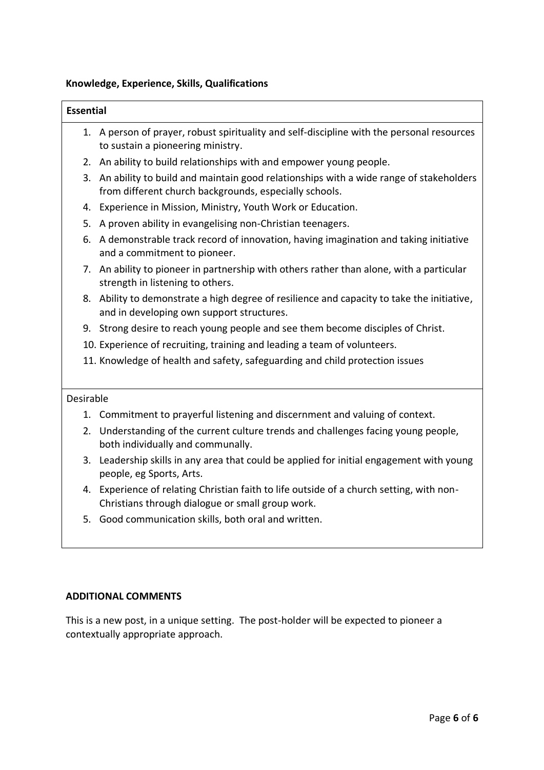**Knowledge, Experience, Skills, Qualifications**

**Essential**

1. A person of prayer, robust spirituality and self-discipline with the personal resources to sustain a pioneering ministry.
2. An ability to build relationships with and empower young people.
3. An ability to build and maintain good relationships with a wide range of stakeholders from different church backgrounds, especially schools.
4. Experience in Mission, Ministry, Youth Work or Education.
5. A proven ability in evangelising non-Christian teenagers.
6. A demonstrable track record of innovation, having imagination and taking initiative and a commitment to pioneer.
7. An ability to pioneer in partnership with others rather than alone, with a particular strength in listening to others.
8. Ability to demonstrate a high degree of resilience and capacity to take the initiative, and in developing own support structures.
9. Strong desire to reach young people and see them become disciples of Christ.
10. Experience of recruiting, training and leading a team of volunteers.
11. Knowledge of health and safety, safeguarding and child protection issues

Desirable

1. Commitment to prayerful listening and discernment and valuing of context.
2. Understanding of the current culture trends and challenges facing young people, both individually and communally.
3. Leadership skills in any area that could be applied for initial engagement with young people, eg Sports, Arts.
4. Experience of relating Christian faith to life outside of a church setting, with non-Christians through dialogue or small group work.
5. Good communication skills, both oral and written.

**ADDITIONAL COMMENTS**

This is a new post, in a unique setting. The post-holder will be expected to pioneer a contextually appropriate approach.